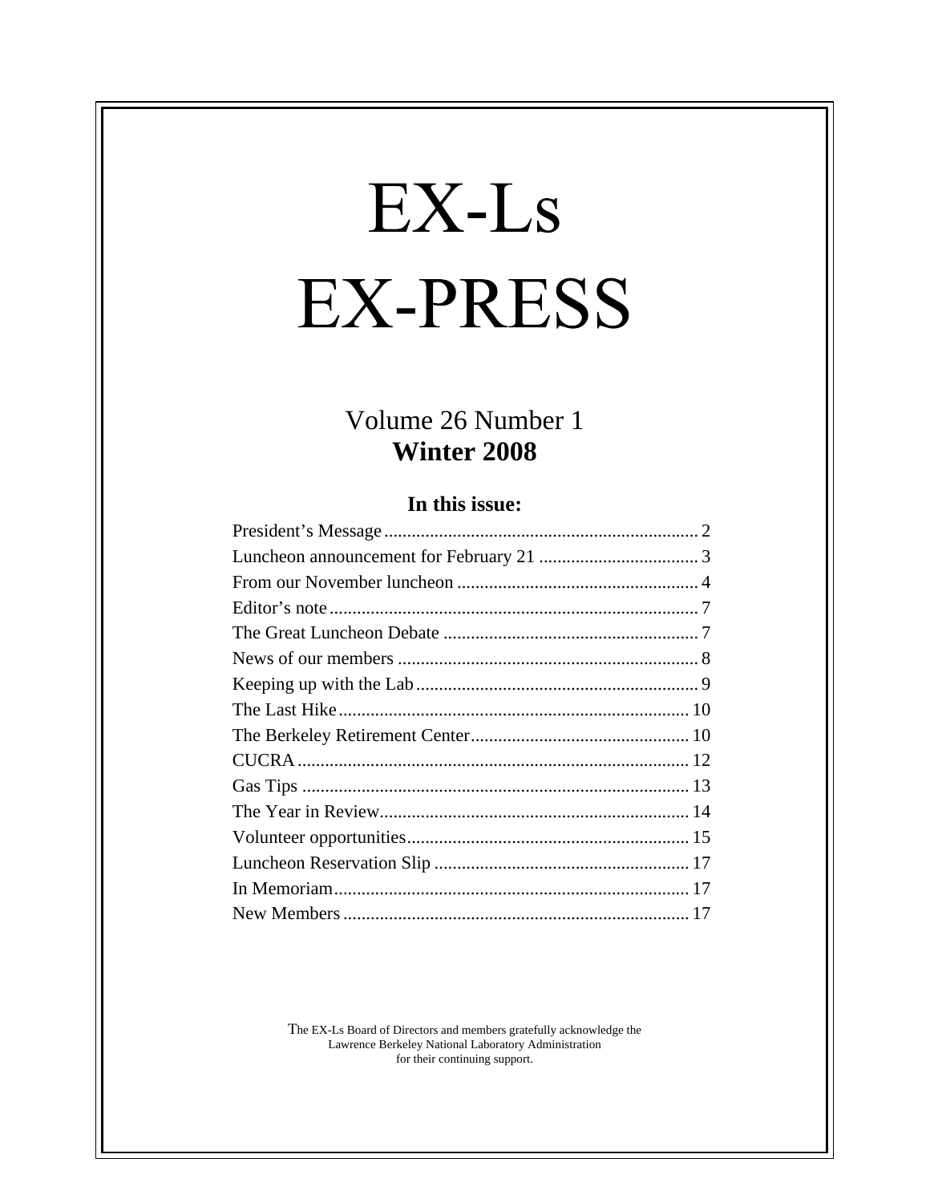# EX-Ls EX-PRESS

## Volume 26 Number 1
## **Winter 2008**

### In this issue:

| | |
|---|---|
| President's Message | 2 |
| Luncheon announcement for February 21 | 3 |
| From our November luncheon | 4 |
| Editor's note | 7 |
| The Great Luncheon Debate | 7 |
| News of our members | 8 |
| Keeping up with the Lab | 9 |
| The Last Hike | 10 |
| The Berkeley Retirement Center | 10 |
| CUCRA | 12 |
| Gas Tips | 13 |
| The Year in Review | 14 |
| Volunteer opportunities | 15 |
| Luncheon Reservation Slip | 17 |
| In Memoriam | 17 |
| New Members | 17 |

The EX-Ls Board of Directors and members gratefully acknowledge the Lawrence Berkeley National Laboratory Administration for their continuing support.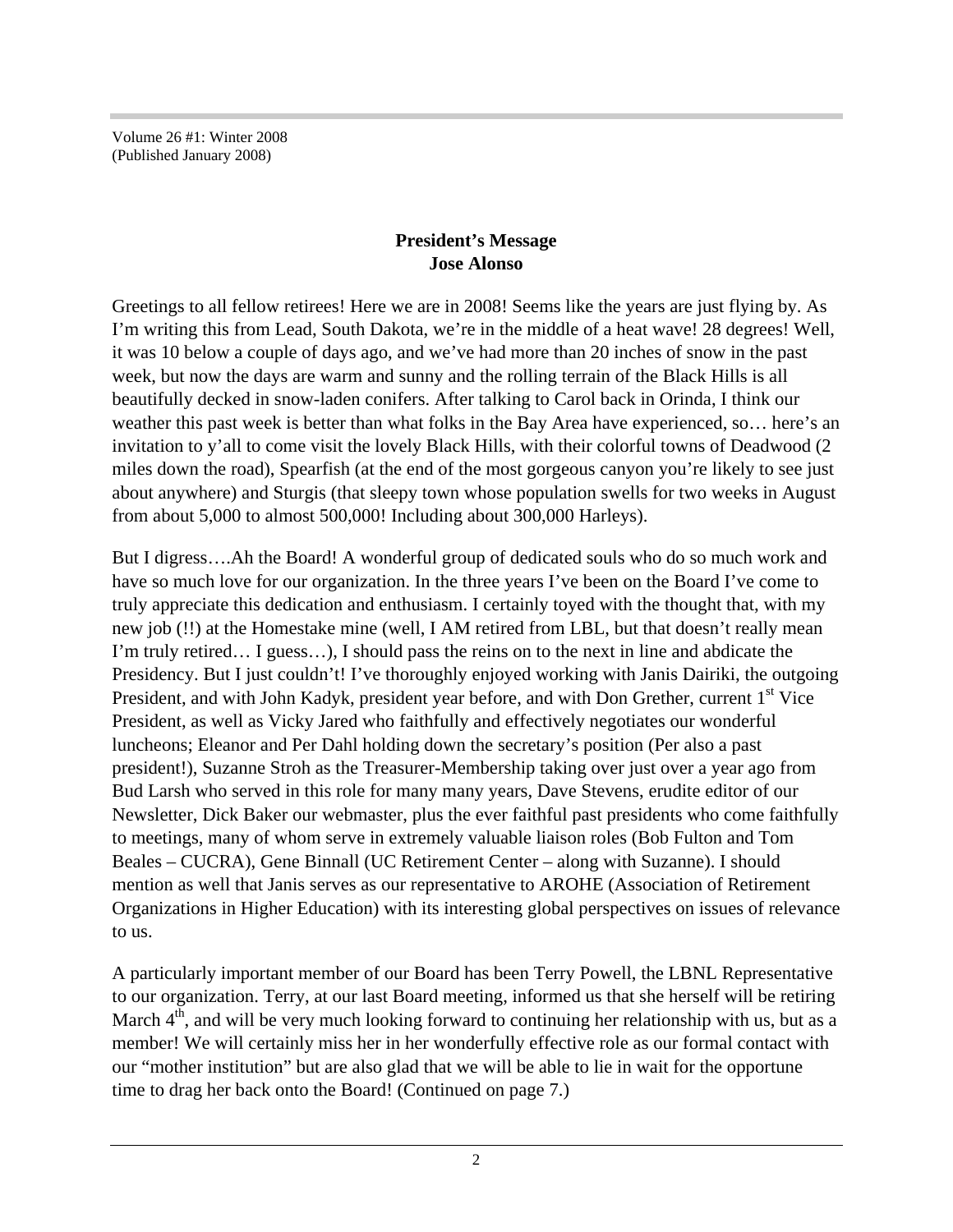Volume 26 #1: Winter 2008
(Published January 2008)

## President's Message
## Jose Alonso

Greetings to all fellow retirees! Here we are in 2008! Seems like the years are just flying by. As I'm writing this from Lead, South Dakota, we're in the middle of a heat wave! 28 degrees! Well, it was 10 below a couple of days ago, and we've had more than 20 inches of snow in the past week, but now the days are warm and sunny and the rolling terrain of the Black Hills is all beautifully decked in snow-laden conifers. After talking to Carol back in Orinda, I think our weather this past week is better than what folks in the Bay Area have experienced, so… here's an invitation to y'all to come visit the lovely Black Hills, with their colorful towns of Deadwood (2 miles down the road), Spearfish (at the end of the most gorgeous canyon you're likely to see just about anywhere) and Sturgis (that sleepy town whose population swells for two weeks in August from about 5,000 to almost 500,000! Including about 300,000 Harleys).

But I digress….Ah the Board! A wonderful group of dedicated souls who do so much work and have so much love for our organization. In the three years I've been on the Board I've come to truly appreciate this dedication and enthusiasm. I certainly toyed with the thought that, with my new job (!!) at the Homestake mine (well, I AM retired from LBL, but that doesn't really mean I'm truly retired… I guess…), I should pass the reins on to the next in line and abdicate the Presidency. But I just couldn't! I've thoroughly enjoyed working with Janis Dairiki, the outgoing President, and with John Kadyk, president year before, and with Don Grether, current 1st Vice President, as well as Vicky Jared who faithfully and effectively negotiates our wonderful luncheons; Eleanor and Per Dahl holding down the secretary's position (Per also a past president!), Suzanne Stroh as the Treasurer-Membership taking over just over a year ago from Bud Larsh who served in this role for many many years, Dave Stevens, erudite editor of our Newsletter, Dick Baker our webmaster, plus the ever faithful past presidents who come faithfully to meetings, many of whom serve in extremely valuable liaison roles (Bob Fulton and Tom Beales – CUCRA), Gene Binnall (UC Retirement Center – along with Suzanne). I should mention as well that Janis serves as our representative to AROHE (Association of Retirement Organizations in Higher Education) with its interesting global perspectives on issues of relevance to us.

A particularly important member of our Board has been Terry Powell, the LBNL Representative to our organization. Terry, at our last Board meeting, informed us that she herself will be retiring March 4th, and will be very much looking forward to continuing her relationship with us, but as a member! We will certainly miss her in her wonderfully effective role as our formal contact with our "mother institution" but are also glad that we will be able to lie in wait for the opportune time to drag her back onto the Board! (Continued on page 7.)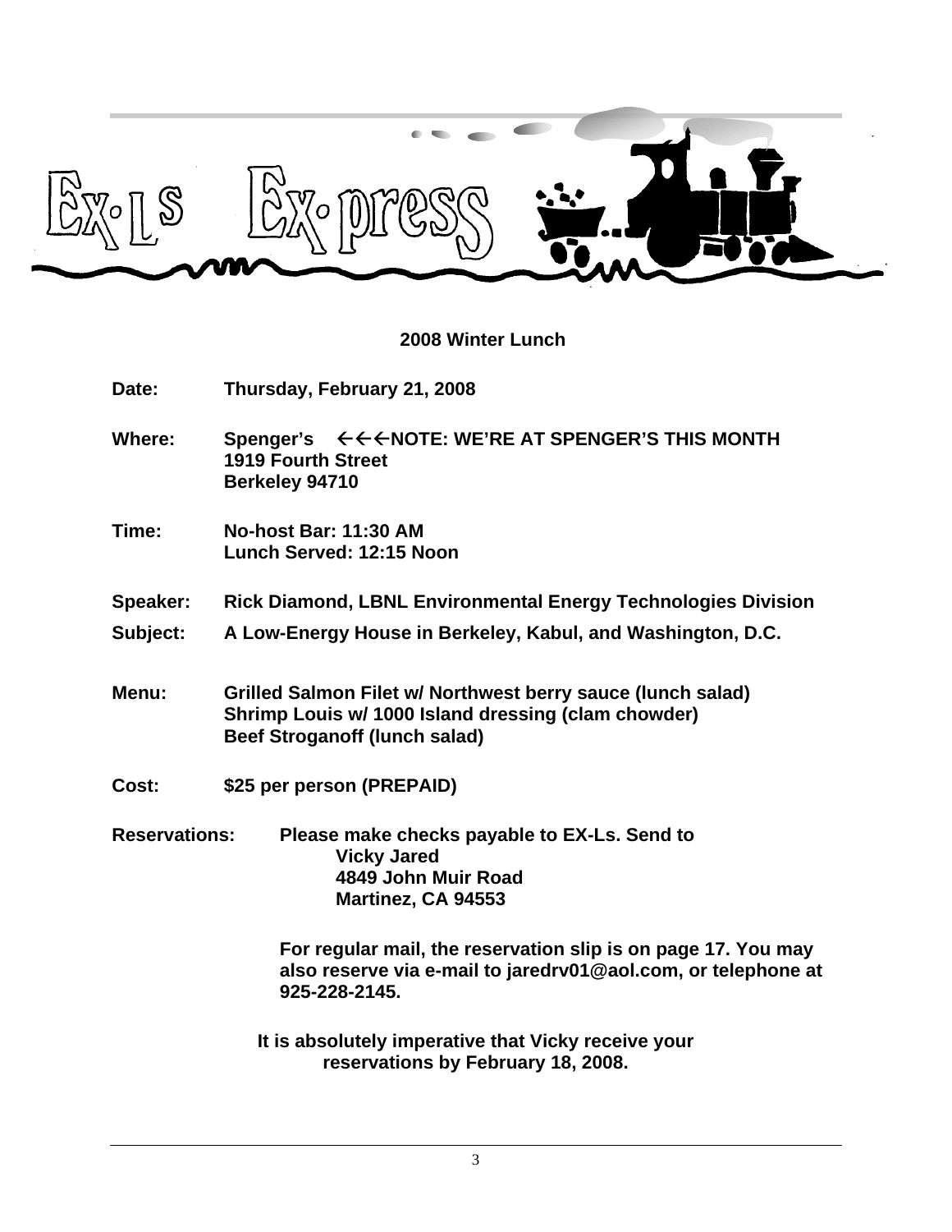# Ex-Ls Ex-press

## 2008 Winter Lunch

**Date:** Thursday, February 21, 2008

**Where:** Spenger's ←←←NOTE: WE'RE AT SPENGER'S THIS MONTH
1919 Fourth Street
Berkeley 94710

**Time:** No-host Bar: 11:30 AM
Lunch Served: 12:15 Noon

**Speaker:** Rick Diamond, LBNL Environmental Energy Technologies Division

**Subject:** A Low-Energy House in Berkeley, Kabul, and Washington, D.C.

**Menu:** Grilled Salmon Filet w/ Northwest berry sauce (lunch salad)
Shrimp Louis w/ 1000 Island dressing (clam chowder)
Beef Stroganoff (lunch salad)

**Cost:** $25 per person (PREPAID)

**Reservations:** Please make checks payable to EX-Ls. Send to
Vicky Jared
4849 John Muir Road
Martinez, CA 94553

For regular mail, the reservation slip is on page 17. You may also reserve via e-mail to jaredrv01@aol.com, or telephone at 925-228-2145.

**It is absolutely imperative that Vicky receive your reservations by February 18, 2008.**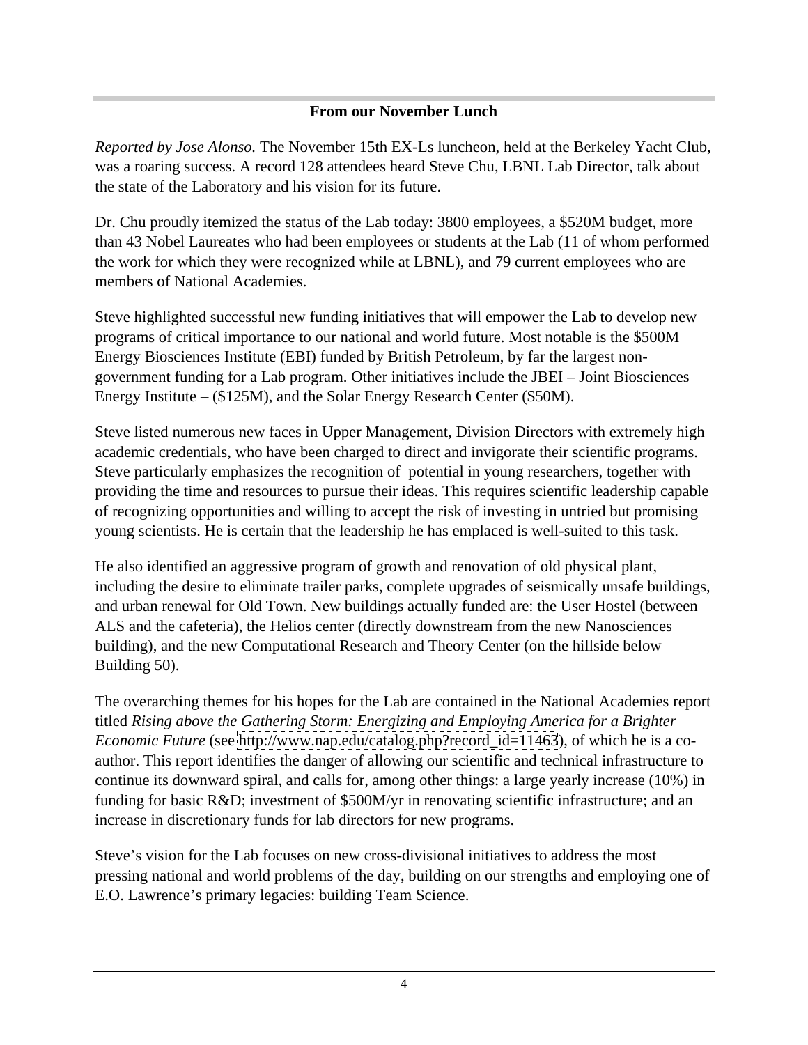## From our November Lunch

*Reported by Jose Alonso.* The November 15th EX-Ls luncheon, held at the Berkeley Yacht Club, was a roaring success. A record 128 attendees heard Steve Chu, LBNL Lab Director, talk about the state of the Laboratory and his vision for its future.

Dr. Chu proudly itemized the status of the Lab today: 3800 employees, a $520M budget, more than 43 Nobel Laureates who had been employees or students at the Lab (11 of whom performed the work for which they were recognized while at LBNL), and 79 current employees who are members of National Academies.

Steve highlighted successful new funding initiatives that will empower the Lab to develop new programs of critical importance to our national and world future. Most notable is the $500M Energy Biosciences Institute (EBI) funded by British Petroleum, by far the largest non-government funding for a Lab program. Other initiatives include the JBEI – Joint Biosciences Energy Institute – ($125M), and the Solar Energy Research Center ($50M).

Steve listed numerous new faces in Upper Management, Division Directors with extremely high academic credentials, who have been charged to direct and invigorate their scientific programs. Steve particularly emphasizes the recognition of potential in young researchers, together with providing the time and resources to pursue their ideas. This requires scientific leadership capable of recognizing opportunities and willing to accept the risk of investing in untried but promising young scientists. He is certain that the leadership he has emplaced is well-suited to this task.

He also identified an aggressive program of growth and renovation of old physical plant, including the desire to eliminate trailer parks, complete upgrades of seismically unsafe buildings, and urban renewal for Old Town. New buildings actually funded are: the User Hostel (between ALS and the cafeteria), the Helios center (directly downstream from the new Nanosciences building), and the new Computational Research and Theory Center (on the hillside below Building 50).

The overarching themes for his hopes for the Lab are contained in the National Academies report titled *Rising above the Gathering Storm: Energizing and Employing America for a Brighter Economic Future* (see http://www.nap.edu/catalog.php?record_id=11463), of which he is a co-author. This report identifies the danger of allowing our scientific and technical infrastructure to continue its downward spiral, and calls for, among other things: a large yearly increase (10%) in funding for basic R&D; investment of $500M/yr in renovating scientific infrastructure; and an increase in discretionary funds for lab directors for new programs.

Steve's vision for the Lab focuses on new cross-divisional initiatives to address the most pressing national and world problems of the day, building on our strengths and employing one of E.O. Lawrence's primary legacies: building Team Science.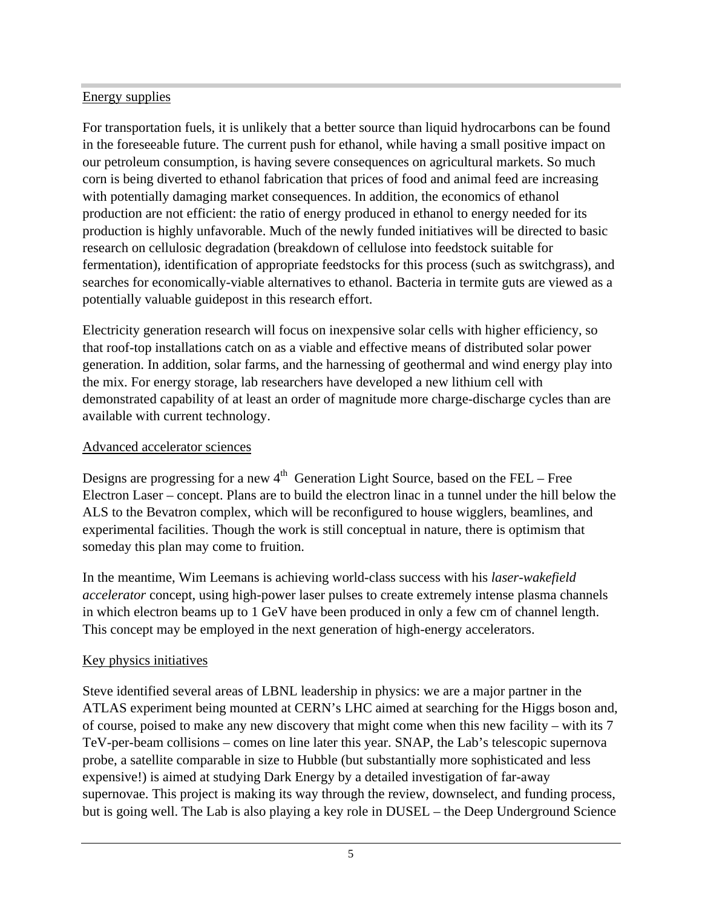Energy supplies

For transportation fuels, it is unlikely that a better source than liquid hydrocarbons can be found in the foreseeable future. The current push for ethanol, while having a small positive impact on our petroleum consumption, is having severe consequences on agricultural markets. So much corn is being diverted to ethanol fabrication that prices of food and animal feed are increasing with potentially damaging market consequences. In addition, the economics of ethanol production are not efficient: the ratio of energy produced in ethanol to energy needed for its production is highly unfavorable. Much of the newly funded initiatives will be directed to basic research on cellulosic degradation (breakdown of cellulose into feedstock suitable for fermentation), identification of appropriate feedstocks for this process (such as switchgrass), and searches for economically-viable alternatives to ethanol. Bacteria in termite guts are viewed as a potentially valuable guidepost in this research effort.

Electricity generation research will focus on inexpensive solar cells with higher efficiency, so that roof-top installations catch on as a viable and effective means of distributed solar power generation. In addition, solar farms, and the harnessing of geothermal and wind energy play into the mix. For energy storage, lab researchers have developed a new lithium cell with demonstrated capability of at least an order of magnitude more charge-discharge cycles than are available with current technology.

Advanced accelerator sciences

Designs are progressing for a new 4$^{th}$ Generation Light Source, based on the FEL – Free Electron Laser – concept. Plans are to build the electron linac in a tunnel under the hill below the ALS to the Bevatron complex, which will be reconfigured to house wigglers, beamlines, and experimental facilities. Though the work is still conceptual in nature, there is optimism that someday this plan may come to fruition.

In the meantime, Wim Leemans is achieving world-class success with his *laser-wakefield accelerator* concept, using high-power laser pulses to create extremely intense plasma channels in which electron beams up to 1 GeV have been produced in only a few cm of channel length. This concept may be employed in the next generation of high-energy accelerators.

Key physics initiatives

Steve identified several areas of LBNL leadership in physics: we are a major partner in the ATLAS experiment being mounted at CERN's LHC aimed at searching for the Higgs boson and, of course, poised to make any new discovery that might come when this new facility – with its 7 TeV-per-beam collisions – comes on line later this year. SNAP, the Lab's telescopic supernova probe, a satellite comparable in size to Hubble (but substantially more sophisticated and less expensive!) is aimed at studying Dark Energy by a detailed investigation of far-away supernovae. This project is making its way through the review, downselect, and funding process, but is going well. The Lab is also playing a key role in DUSEL – the Deep Underground Science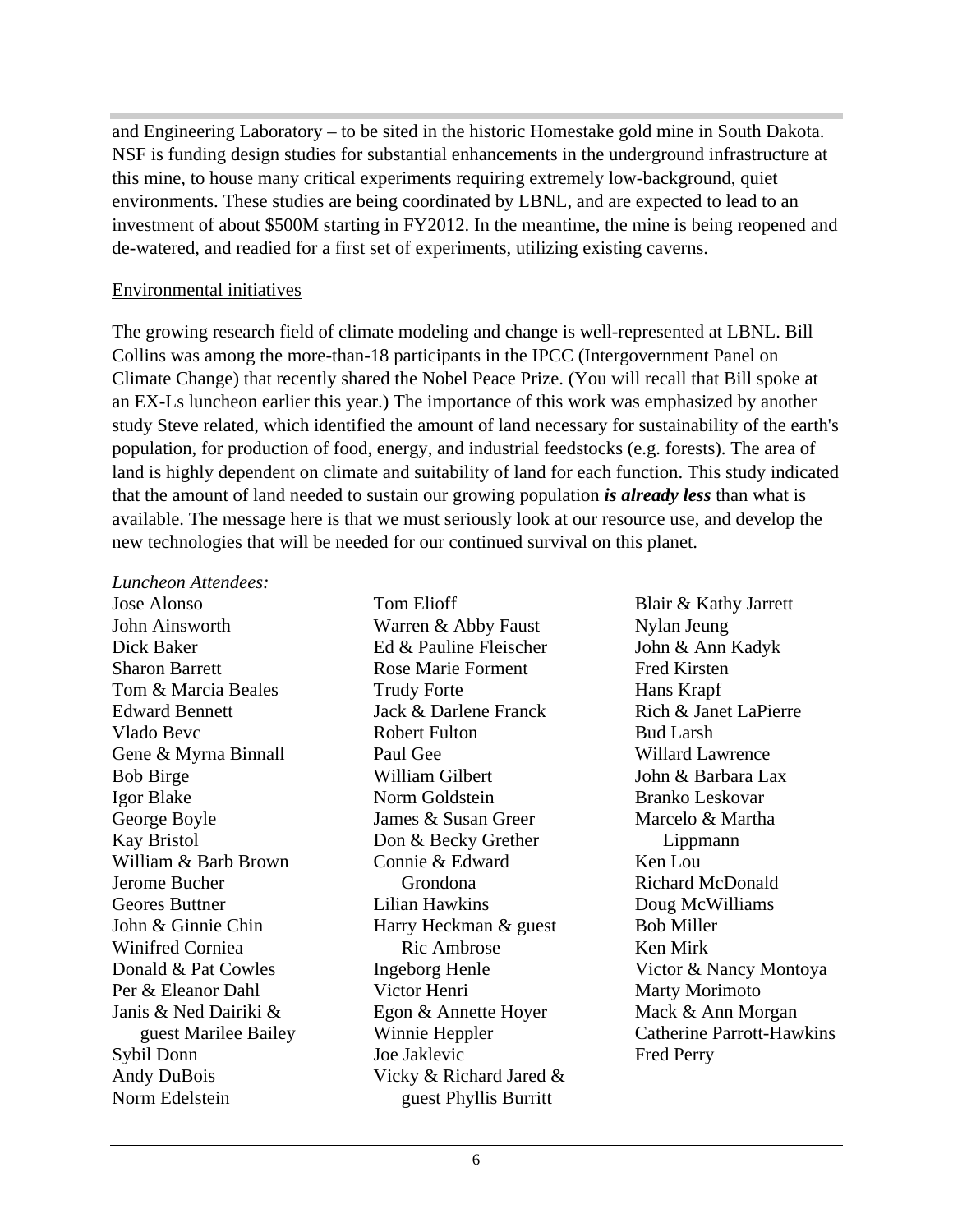and Engineering Laboratory – to be sited in the historic Homestake gold mine in South Dakota. NSF is funding design studies for substantial enhancements in the underground infrastructure at this mine, to house many critical experiments requiring extremely low-background, quiet environments. These studies are being coordinated by LBNL, and are expected to lead to an investment of about $500M starting in FY2012. In the meantime, the mine is being reopened and de-watered, and readied for a first set of experiments, utilizing existing caverns.

<u>Environmental initiatives</u>

The growing research field of climate modeling and change is well-represented at LBNL. Bill Collins was among the more-than-18 participants in the IPCC (Intergovernment Panel on Climate Change) that recently shared the Nobel Peace Prize. (You will recall that Bill spoke at an EX-Ls luncheon earlier this year.) The importance of this work was emphasized by another study Steve related, which identified the amount of land necessary for sustainability of the earth's population, for production of food, energy, and industrial feedstocks (e.g. forests). The area of land is highly dependent on climate and suitability of land for each function. This study indicated that the amount of land needed to sustain our growing population ***is already less*** than what is available. The message here is that we must seriously look at our resource use, and develop the new technologies that will be needed for our continued survival on this planet.

*Luncheon Attendees:*

Jose Alonso
John Ainsworth
Dick Baker
Sharon Barrett
Tom & Marcia Beales
Edward Bennett
Vlado Bevc
Gene & Myrna Binnall
Bob Birge
Igor Blake
George Boyle
Kay Bristol
William & Barb Brown
Jerome Bucher
Geores Buttner
John & Ginnie Chin
Winifred Corniea
Donald & Pat Cowles
Per & Eleanor Dahl
Janis & Ned Dairiki & guest Marilee Bailey
Sybil Donn
Andy DuBois
Norm Edelstein
Tom Elioff
Warren & Abby Faust
Ed & Pauline Fleischer
Rose Marie Forment
Trudy Forte
Jack & Darlene Franck
Robert Fulton
Paul Gee
William Gilbert
Norm Goldstein
James & Susan Greer
Don & Becky Grether
Connie & Edward Grondona
Lilian Hawkins
Harry Heckman & guest Ric Ambrose
Ingeborg Henle
Victor Henri
Egon & Annette Hoyer
Winnie Heppler
Joe Jaklevic
Vicky & Richard Jared & guest Phyllis Burritt
Blair & Kathy Jarrett
Nylan Jeung
John & Ann Kadyk
Fred Kirsten
Hans Krapf
Rich & Janet LaPierre
Bud Larsh
Willard Lawrence
John & Barbara Lax
Branko Leskovar
Marcelo & Martha Lippmann
Ken Lou
Richard McDonald
Doug McWilliams
Bob Miller
Ken Mirk
Victor & Nancy Montoya
Marty Morimoto
Mack & Ann Morgan
Catherine Parrott-Hawkins
Fred Perry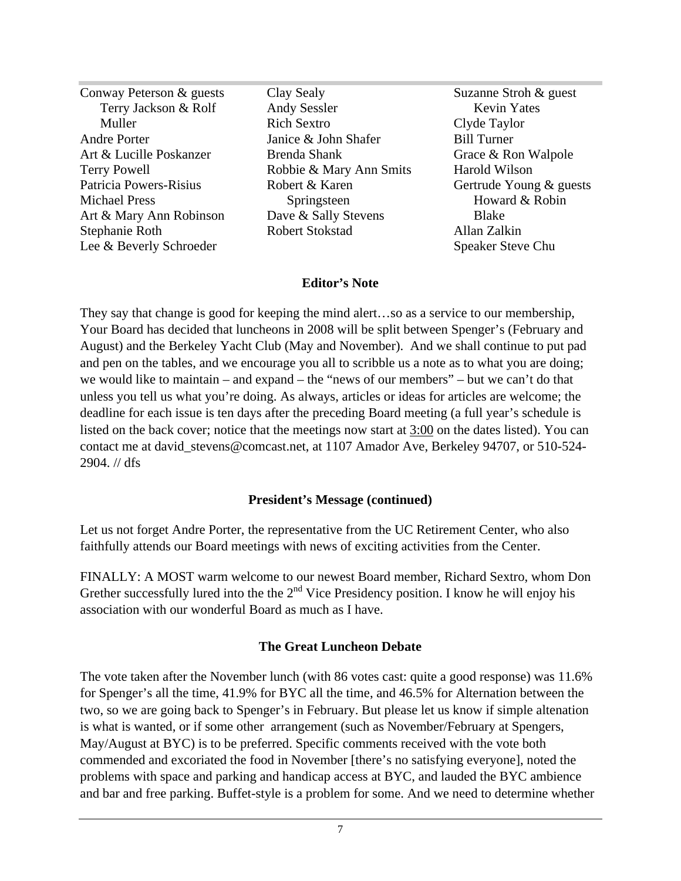Conway Peterson & guests Terry Jackson & Rolf Muller
Andre Porter
Art & Lucille Poskanzer
Terry Powell
Patricia Powers-Risius
Michael Press
Art & Mary Ann Robinson
Stephanie Roth
Lee & Beverly Schroeder
Clay Sealy
Andy Sessler
Rich Sextro
Janice & John Shafer
Brenda Shank
Robbie & Mary Ann Smits
Robert & Karen Springsteen
Dave & Sally Stevens
Robert Stokstad
Suzanne Stroh & guest Kevin Yates
Clyde Taylor
Bill Turner
Grace & Ron Walpole
Harold Wilson
Gertrude Young & guests Howard & Robin Blake
Allan Zalkin
Speaker Steve Chu

### Editor's Note

They say that change is good for keeping the mind alert…so as a service to our membership, Your Board has decided that luncheons in 2008 will be split between Spenger's (February and August) and the Berkeley Yacht Club (May and November). And we shall continue to put pad and pen on the tables, and we encourage you all to scribble us a note as to what you are doing; we would like to maintain – and expand – the "news of our members" – but we can't do that unless you tell us what you're doing. As always, articles or ideas for articles are welcome; the deadline for each issue is ten days after the preceding Board meeting (a full year's schedule is listed on the back cover; notice that the meetings now start at 3:00 on the dates listed). You can contact me at david_stevens@comcast.net, at 1107 Amador Ave, Berkeley 94707, or 510-524-2904. // dfs

### President's Message (continued)

Let us not forget Andre Porter, the representative from the UC Retirement Center, who also faithfully attends our Board meetings with news of exciting activities from the Center.

FINALLY: A MOST warm welcome to our newest Board member, Richard Sextro, whom Don Grether successfully lured into the the 2nd Vice Presidency position. I know he will enjoy his association with our wonderful Board as much as I have.

### The Great Luncheon Debate

The vote taken after the November lunch (with 86 votes cast: quite a good response) was 11.6% for Spenger's all the time, 41.9% for BYC all the time, and 46.5% for Alternation between the two, so we are going back to Spenger's in February. But please let us know if simple altenation is what is wanted, or if some other arrangement (such as November/February at Spengers, May/August at BYC) is to be preferred. Specific comments received with the vote both commended and excoriated the food in November [there's no satisfying everyone], noted the problems with space and parking and handicap access at BYC, and lauded the BYC ambience and bar and free parking. Buffet-style is a problem for some. And we need to determine whether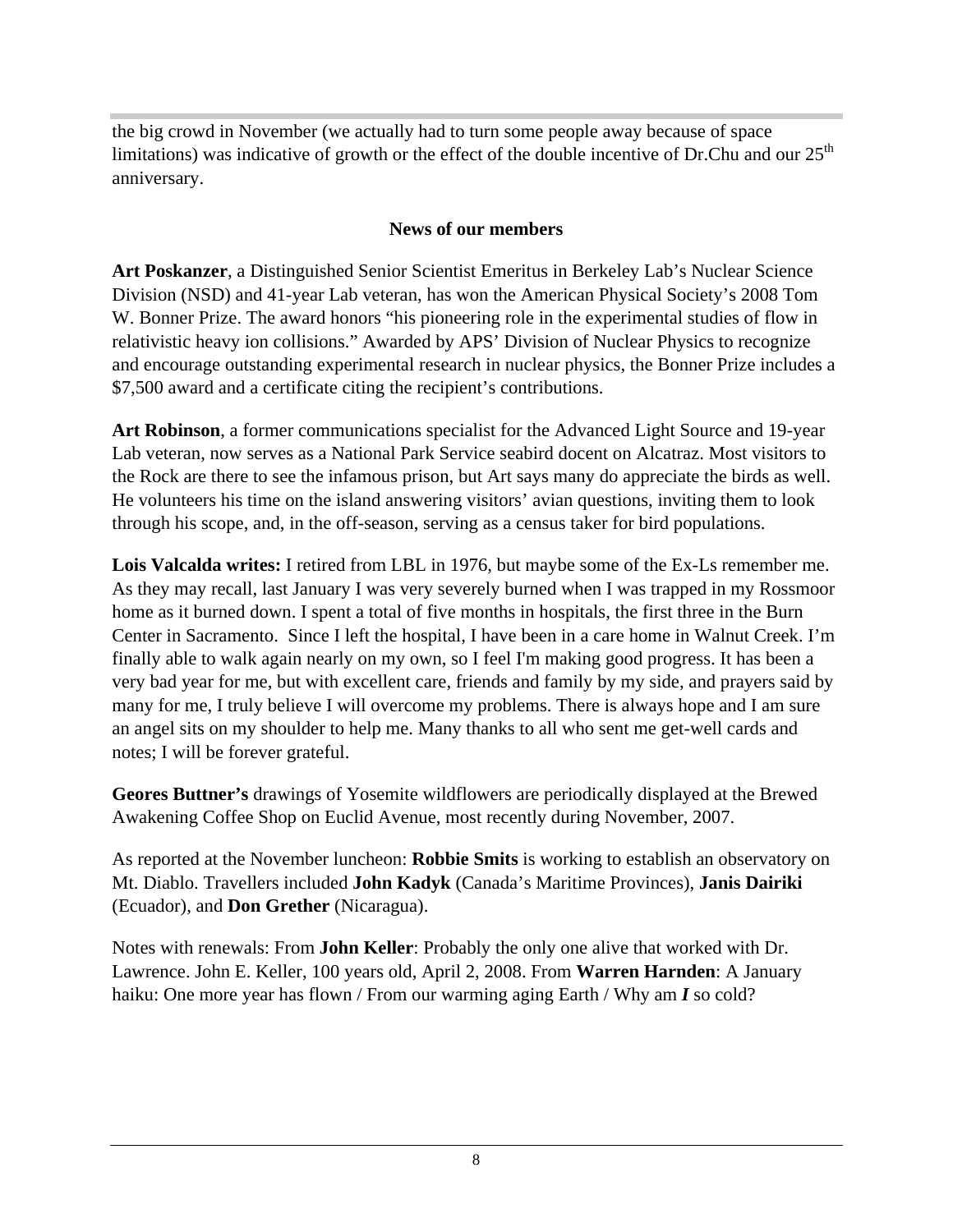the big crowd in November (we actually had to turn some people away because of space limitations) was indicative of growth or the effect of the double incentive of Dr.Chu and our 25th anniversary.

## News of our members

**Art Poskanzer**, a Distinguished Senior Scientist Emeritus in Berkeley Lab's Nuclear Science Division (NSD) and 41-year Lab veteran, has won the American Physical Society's 2008 Tom W. Bonner Prize. The award honors "his pioneering role in the experimental studies of flow in relativistic heavy ion collisions." Awarded by APS' Division of Nuclear Physics to recognize and encourage outstanding experimental research in nuclear physics, the Bonner Prize includes a $7,500 award and a certificate citing the recipient's contributions.

**Art Robinson**, a former communications specialist for the Advanced Light Source and 19-year Lab veteran, now serves as a National Park Service seabird docent on Alcatraz. Most visitors to the Rock are there to see the infamous prison, but Art says many do appreciate the birds as well. He volunteers his time on the island answering visitors' avian questions, inviting them to look through his scope, and, in the off-season, serving as a census taker for bird populations.

**Lois Valcalda writes:** I retired from LBL in 1976, but maybe some of the Ex-Ls remember me. As they may recall, last January I was very severely burned when I was trapped in my Rossmoor home as it burned down. I spent a total of five months in hospitals, the first three in the Burn Center in Sacramento. Since I left the hospital, I have been in a care home in Walnut Creek. I'm finally able to walk again nearly on my own, so I feel I'm making good progress. It has been a very bad year for me, but with excellent care, friends and family by my side, and prayers said by many for me, I truly believe I will overcome my problems. There is always hope and I am sure an angel sits on my shoulder to help me. Many thanks to all who sent me get-well cards and notes; I will be forever grateful.

**Geores Buttner's** drawings of Yosemite wildflowers are periodically displayed at the Brewed Awakening Coffee Shop on Euclid Avenue, most recently during November, 2007.

As reported at the November luncheon: **Robbie Smits** is working to establish an observatory on Mt. Diablo. Travellers included **John Kadyk** (Canada's Maritime Provinces), **Janis Dairiki** (Ecuador), and **Don Grether** (Nicaragua).

Notes with renewals: From **John Keller**: Probably the only one alive that worked with Dr. Lawrence. John E. Keller, 100 years old, April 2, 2008. From **Warren Harnden**: A January haiku: One more year has flown / From our warming aging Earth / Why am ***I*** so cold?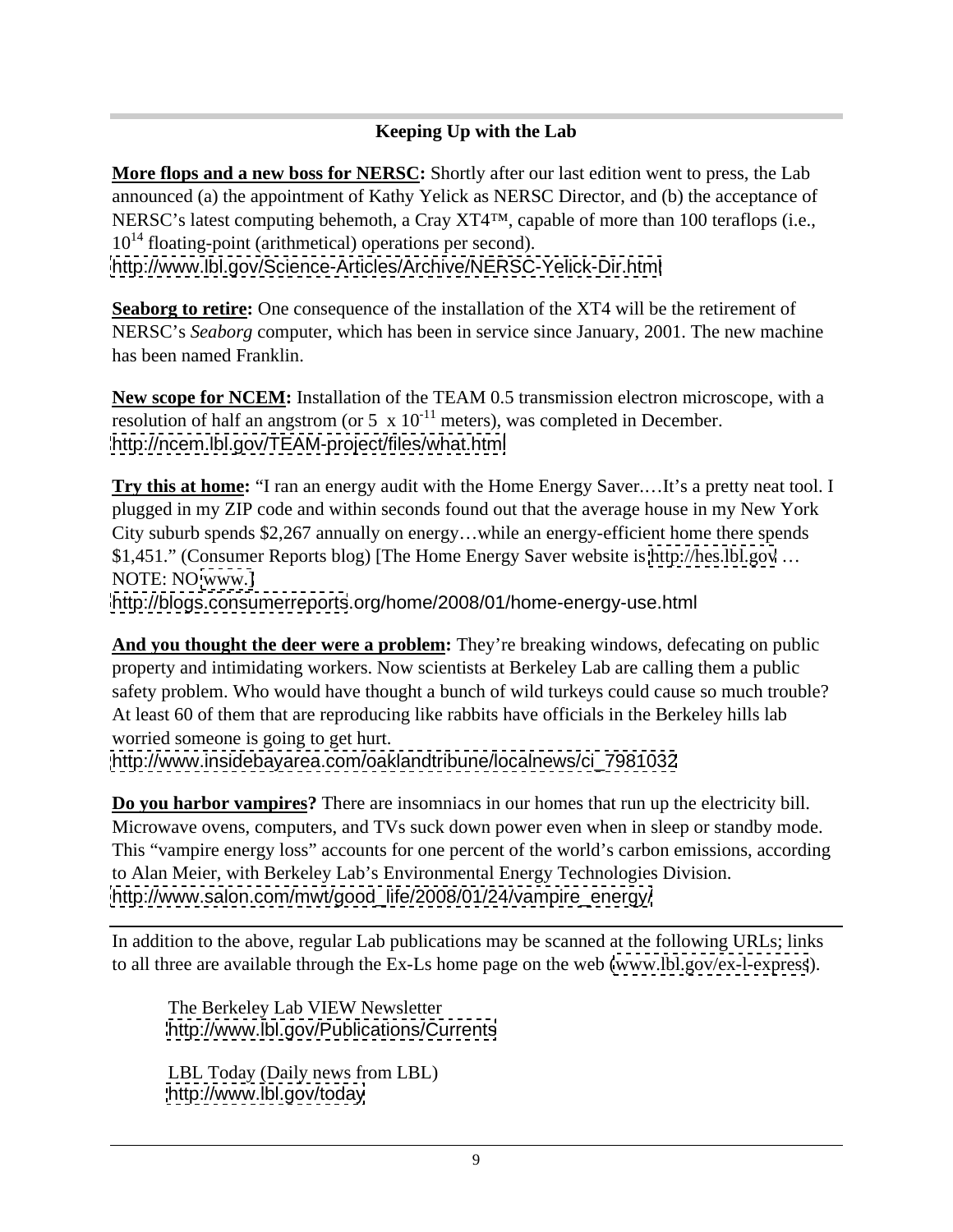## Keeping Up with the Lab

**More flops and a new boss for NERSC:** Shortly after our last edition went to press, the Lab announced (a) the appointment of Kathy Yelick as NERSC Director, and (b) the acceptance of NERSC's latest computing behemoth, a Cray XT4™, capable of more than 100 teraflops (i.e., $10^{14}$ floating-point (arithmetical) operations per second).
http://www.lbl.gov/Science-Articles/Archive/NERSC-Yelick-Dir.html

**Seaborg to retire:** One consequence of the installation of the XT4 will be the retirement of NERSC's *Seaborg* computer, which has been in service since January, 2001. The new machine has been named Franklin.

**New scope for NCEM:** Installation of the TEAM 0.5 transmission electron microscope, with a resolution of half an angstrom (or $5 \times 10^{-11}$ meters), was completed in December.
http://ncem.lbl.gov/TEAM-project/files/what.html

**Try this at home:** "I ran an energy audit with the Home Energy Saver.…It's a pretty neat tool. I plugged in my ZIP code and within seconds found out that the average house in my New York City suburb spends $2,267 annually on energy…while an energy-efficient home there spends $1,451." (Consumer Reports blog) [The Home Energy Saver website is http://hes.lbl.gov … NOTE: NO www.]
http://blogs.consumerreports.org/home/2008/01/home-energy-use.html

**And you thought the deer were a problem:** They're breaking windows, defecating on public property and intimidating workers. Now scientists at Berkeley Lab are calling them a public safety problem. Who would have thought a bunch of wild turkeys could cause so much trouble? At least 60 of them that are reproducing like rabbits have officials in the Berkeley hills lab worried someone is going to get hurt.
http://www.insidebayarea.com/oaklandtribune/localnews/ci_7981032

**Do you harbor vampires?** There are insomniacs in our homes that run up the electricity bill. Microwave ovens, computers, and TVs suck down power even when in sleep or standby mode. This "vampire energy loss" accounts for one percent of the world's carbon emissions, according to Alan Meier, with Berkeley Lab's Environmental Energy Technologies Division.
http://www.salon.com/mwt/good_life/2008/01/24/vampire_energy/

---

In addition to the above, regular Lab publications may be scanned at the following URLs; links to all three are available through the Ex-Ls home page on the web (www.lbl.gov/ex-l-express).

The Berkeley Lab VIEW Newsletter
http://www.lbl.gov/Publications/Currents

LBL Today (Daily news from LBL)
http://www.lbl.gov/today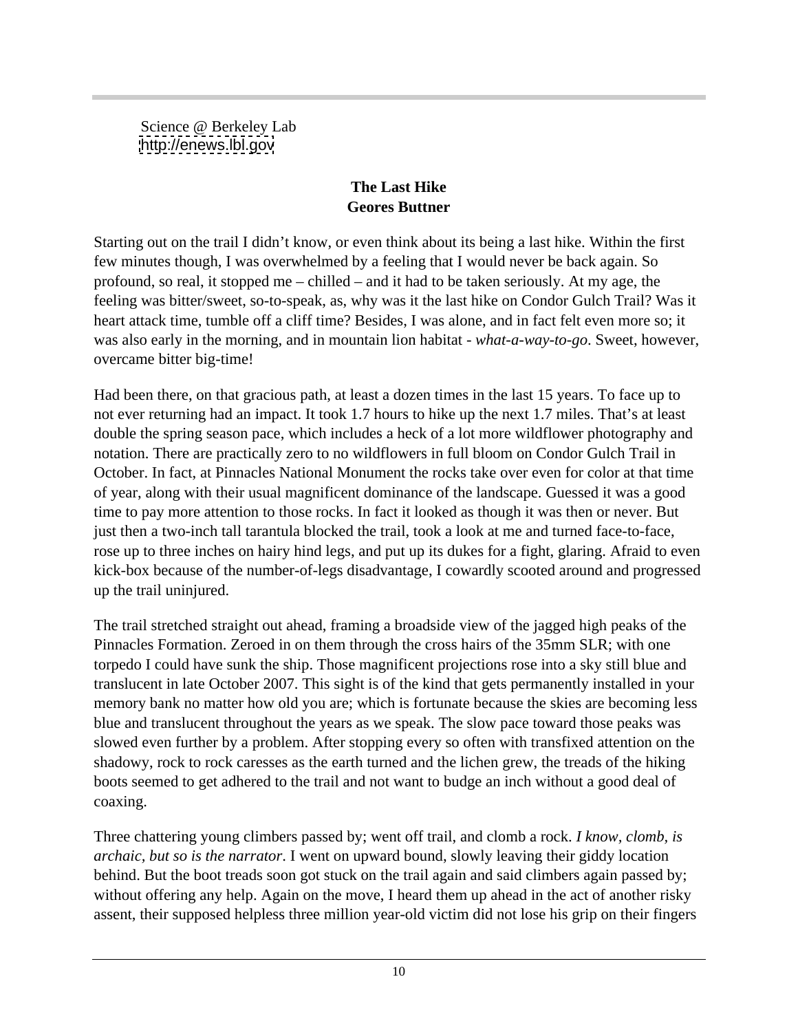Science @ Berkeley Lab
http://enews.lbl.gov

**The Last Hike**
**Geores Buttner**

Starting out on the trail I didn't know, or even think about its being a last hike. Within the first few minutes though, I was overwhelmed by a feeling that I would never be back again. So profound, so real, it stopped me – chilled – and it had to be taken seriously. At my age, the feeling was bitter/sweet, so-to-speak, as, why was it the last hike on Condor Gulch Trail? Was it heart attack time, tumble off a cliff time? Besides, I was alone, and in fact felt even more so; it was also early in the morning, and in mountain lion habitat - *what-a-way-to-go*. Sweet, however, overcame bitter big-time!

Had been there, on that gracious path, at least a dozen times in the last 15 years. To face up to not ever returning had an impact. It took 1.7 hours to hike up the next 1.7 miles. That's at least double the spring season pace, which includes a heck of a lot more wildflower photography and notation. There are practically zero to no wildflowers in full bloom on Condor Gulch Trail in October. In fact, at Pinnacles National Monument the rocks take over even for color at that time of year, along with their usual magnificent dominance of the landscape. Guessed it was a good time to pay more attention to those rocks. In fact it looked as though it was then or never. But just then a two-inch tall tarantula blocked the trail, took a look at me and turned face-to-face, rose up to three inches on hairy hind legs, and put up its dukes for a fight, glaring. Afraid to even kick-box because of the number-of-legs disadvantage, I cowardly scooted around and progressed up the trail uninjured.

The trail stretched straight out ahead, framing a broadside view of the jagged high peaks of the Pinnacles Formation. Zeroed in on them through the cross hairs of the 35mm SLR; with one torpedo I could have sunk the ship. Those magnificent projections rose into a sky still blue and translucent in late October 2007. This sight is of the kind that gets permanently installed in your memory bank no matter how old you are; which is fortunate because the skies are becoming less blue and translucent throughout the years as we speak. The slow pace toward those peaks was slowed even further by a problem. After stopping every so often with transfixed attention on the shadowy, rock to rock caresses as the earth turned and the lichen grew, the treads of the hiking boots seemed to get adhered to the trail and not want to budge an inch without a good deal of coaxing.

Three chattering young climbers passed by; went off trail, and clomb a rock. *I know, clomb, is archaic, but so is the narrator.* I went on upward bound, slowly leaving their giddy location behind. But the boot treads soon got stuck on the trail again and said climbers again passed by; without offering any help. Again on the move, I heard them up ahead in the act of another risky assent, their supposed helpless three million year-old victim did not lose his grip on their fingers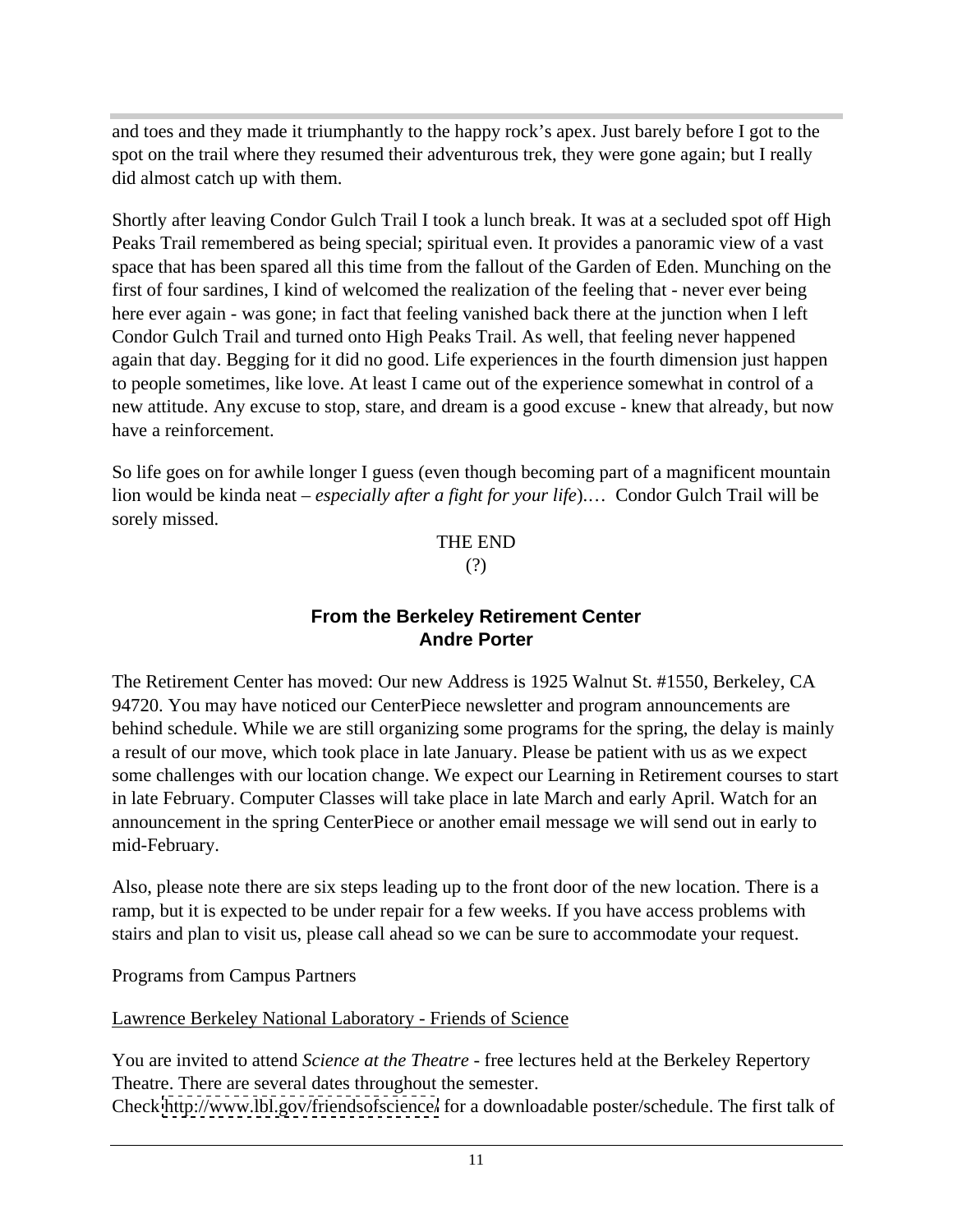and toes and they made it triumphantly to the happy rock's apex. Just barely before I got to the spot on the trail where they resumed their adventurous trek, they were gone again; but I really did almost catch up with them.

Shortly after leaving Condor Gulch Trail I took a lunch break. It was at a secluded spot off High Peaks Trail remembered as being special; spiritual even. It provides a panoramic view of a vast space that has been spared all this time from the fallout of the Garden of Eden. Munching on the first of four sardines, I kind of welcomed the realization of the feeling that - never ever being here ever again - was gone; in fact that feeling vanished back there at the junction when I left Condor Gulch Trail and turned onto High Peaks Trail. As well, that feeling never happened again that day. Begging for it did no good. Life experiences in the fourth dimension just happen to people sometimes, like love. At least I came out of the experience somewhat in control of a new attitude. Any excuse to stop, stare, and dream is a good excuse - knew that already, but now have a reinforcement.

So life goes on for awhile longer I guess (even though becoming part of a magnificent mountain lion would be kinda neat – *especially after a fight for your life*).… Condor Gulch Trail will be sorely missed.

THE END

(?)

## From the Berkeley Retirement Center
## Andre Porter

The Retirement Center has moved: Our new Address is 1925 Walnut St. #1550, Berkeley, CA 94720. You may have noticed our CenterPiece newsletter and program announcements are behind schedule. While we are still organizing some programs for the spring, the delay is mainly a result of our move, which took place in late January. Please be patient with us as we expect some challenges with our location change. We expect our Learning in Retirement courses to start in late February. Computer Classes will take place in late March and early April. Watch for an announcement in the spring CenterPiece or another email message we will send out in early to mid-February.

Also, please note there are six steps leading up to the front door of the new location. There is a ramp, but it is expected to be under repair for a few weeks. If you have access problems with stairs and plan to visit us, please call ahead so we can be sure to accommodate your request.

Programs from Campus Partners

Lawrence Berkeley National Laboratory - Friends of Science

You are invited to attend *Science at the Theatre* - free lectures held at the Berkeley Repertory Theatre. There are several dates throughout the semester.
Check http://www.lbl.gov/friendsofscience/ for a downloadable poster/schedule. The first talk of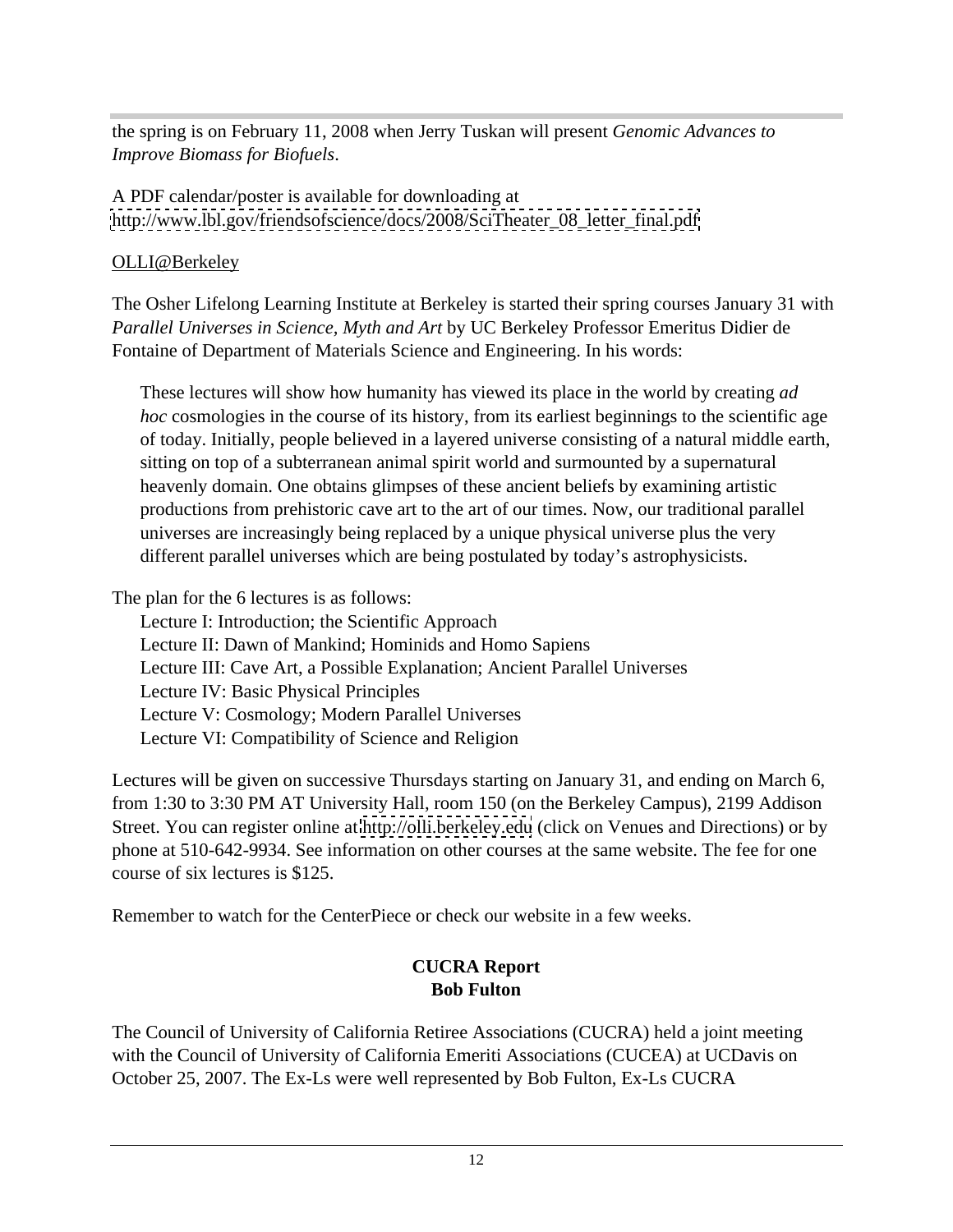the spring is on February 11, 2008 when Jerry Tuskan will present *Genomic Advances to Improve Biomass for Biofuels*.

A PDF calendar/poster is available for downloading at http://www.lbl.gov/friendsofscience/docs/2008/SciTheater_08_letter_final.pdf

OLLI@Berkeley

The Osher Lifelong Learning Institute at Berkeley is started their spring courses January 31 with *Parallel Universes in Science, Myth and Art* by UC Berkeley Professor Emeritus Didier de Fontaine of Department of Materials Science and Engineering. In his words:

> These lectures will show how humanity has viewed its place in the world by creating *ad hoc* cosmologies in the course of its history, from its earliest beginnings to the scientific age of today. Initially, people believed in a layered universe consisting of a natural middle earth, sitting on top of a subterranean animal spirit world and surmounted by a supernatural heavenly domain. One obtains glimpses of these ancient beliefs by examining artistic productions from prehistoric cave art to the art of our times. Now, our traditional parallel universes are increasingly being replaced by a unique physical universe plus the very different parallel universes which are being postulated by today's astrophysicists.

The plan for the 6 lectures is as follows:

Lecture I: Introduction; the Scientific Approach
Lecture II: Dawn of Mankind; Hominids and Homo Sapiens
Lecture III: Cave Art, a Possible Explanation; Ancient Parallel Universes
Lecture IV: Basic Physical Principles
Lecture V: Cosmology; Modern Parallel Universes
Lecture VI: Compatibility of Science and Religion

Lectures will be given on successive Thursdays starting on January 31, and ending on March 6, from 1:30 to 3:30 PM AT University Hall, room 150 (on the Berkeley Campus), 2199 Addison Street. You can register online at http://olli.berkeley.edu (click on Venues and Directions) or by phone at 510-642-9934. See information on other courses at the same website. The fee for one course of six lectures is $125.

Remember to watch for the CenterPiece or check our website in a few weeks.

## CUCRA Report
**Bob Fulton**

The Council of University of California Retiree Associations (CUCRA) held a joint meeting with the Council of University of California Emeriti Associations (CUCEA) at UCDavis on October 25, 2007. The Ex-Ls were well represented by Bob Fulton, Ex-Ls CUCRA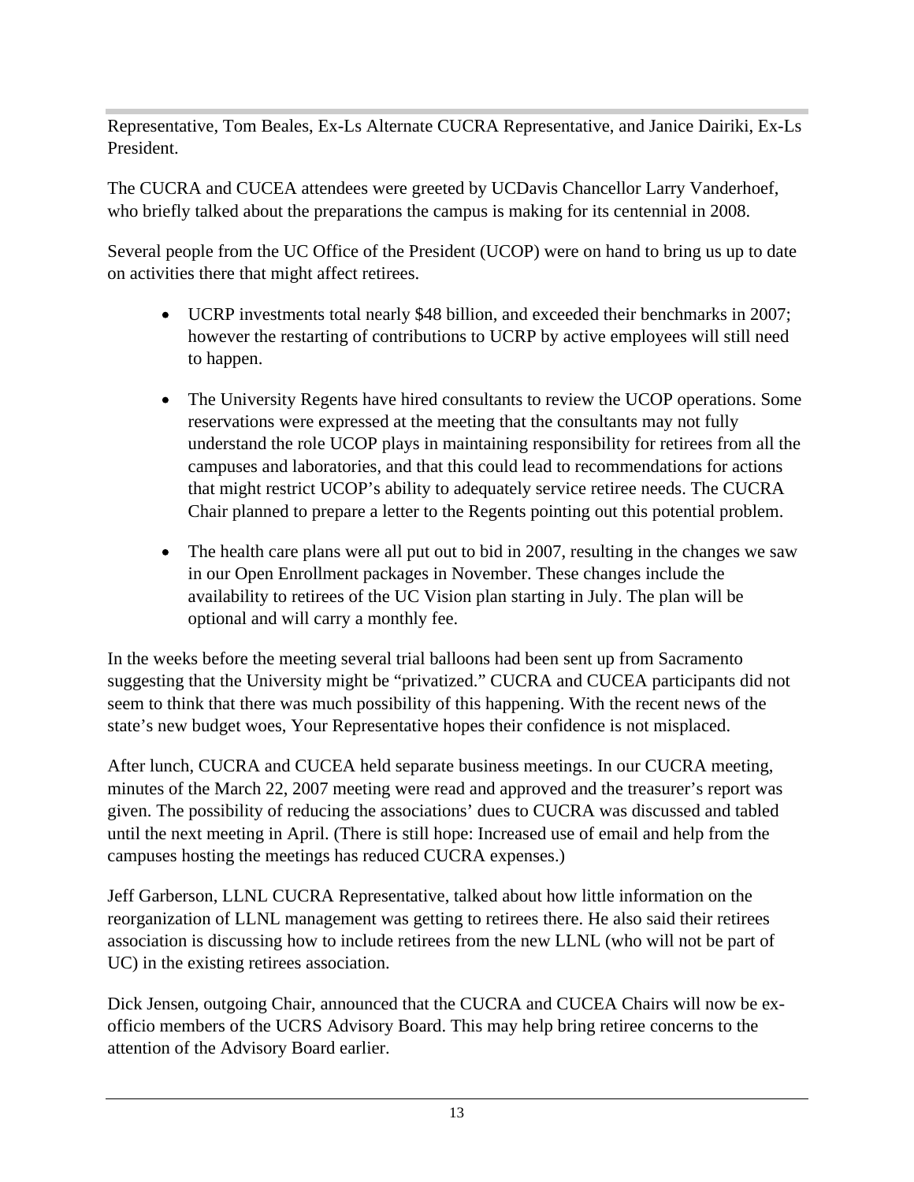Representative, Tom Beales, Ex-Ls Alternate CUCRA Representative, and Janice Dairiki, Ex-Ls President.

The CUCRA and CUCEA attendees were greeted by UCDavis Chancellor Larry Vanderhoef, who briefly talked about the preparations the campus is making for its centennial in 2008.

Several people from the UC Office of the President (UCOP) were on hand to bring us up to date on activities there that might affect retirees.

- UCRP investments total nearly $48 billion, and exceeded their benchmarks in 2007; however the restarting of contributions to UCRP by active employees will still need to happen.
- The University Regents have hired consultants to review the UCOP operations. Some reservations were expressed at the meeting that the consultants may not fully understand the role UCOP plays in maintaining responsibility for retirees from all the campuses and laboratories, and that this could lead to recommendations for actions that might restrict UCOP's ability to adequately service retiree needs. The CUCRA Chair planned to prepare a letter to the Regents pointing out this potential problem.
- The health care plans were all put out to bid in 2007, resulting in the changes we saw in our Open Enrollment packages in November. These changes include the availability to retirees of the UC Vision plan starting in July. The plan will be optional and will carry a monthly fee.

In the weeks before the meeting several trial balloons had been sent up from Sacramento suggesting that the University might be "privatized." CUCRA and CUCEA participants did not seem to think that there was much possibility of this happening. With the recent news of the state's new budget woes, Your Representative hopes their confidence is not misplaced.

After lunch, CUCRA and CUCEA held separate business meetings. In our CUCRA meeting, minutes of the March 22, 2007 meeting were read and approved and the treasurer's report was given. The possibility of reducing the associations' dues to CUCRA was discussed and tabled until the next meeting in April. (There is still hope: Increased use of email and help from the campuses hosting the meetings has reduced CUCRA expenses.)

Jeff Garberson, LLNL CUCRA Representative, talked about how little information on the reorganization of LLNL management was getting to retirees there. He also said their retirees association is discussing how to include retirees from the new LLNL (who will not be part of UC) in the existing retirees association.

Dick Jensen, outgoing Chair, announced that the CUCRA and CUCEA Chairs will now be ex-officio members of the UCRS Advisory Board. This may help bring retiree concerns to the attention of the Advisory Board earlier.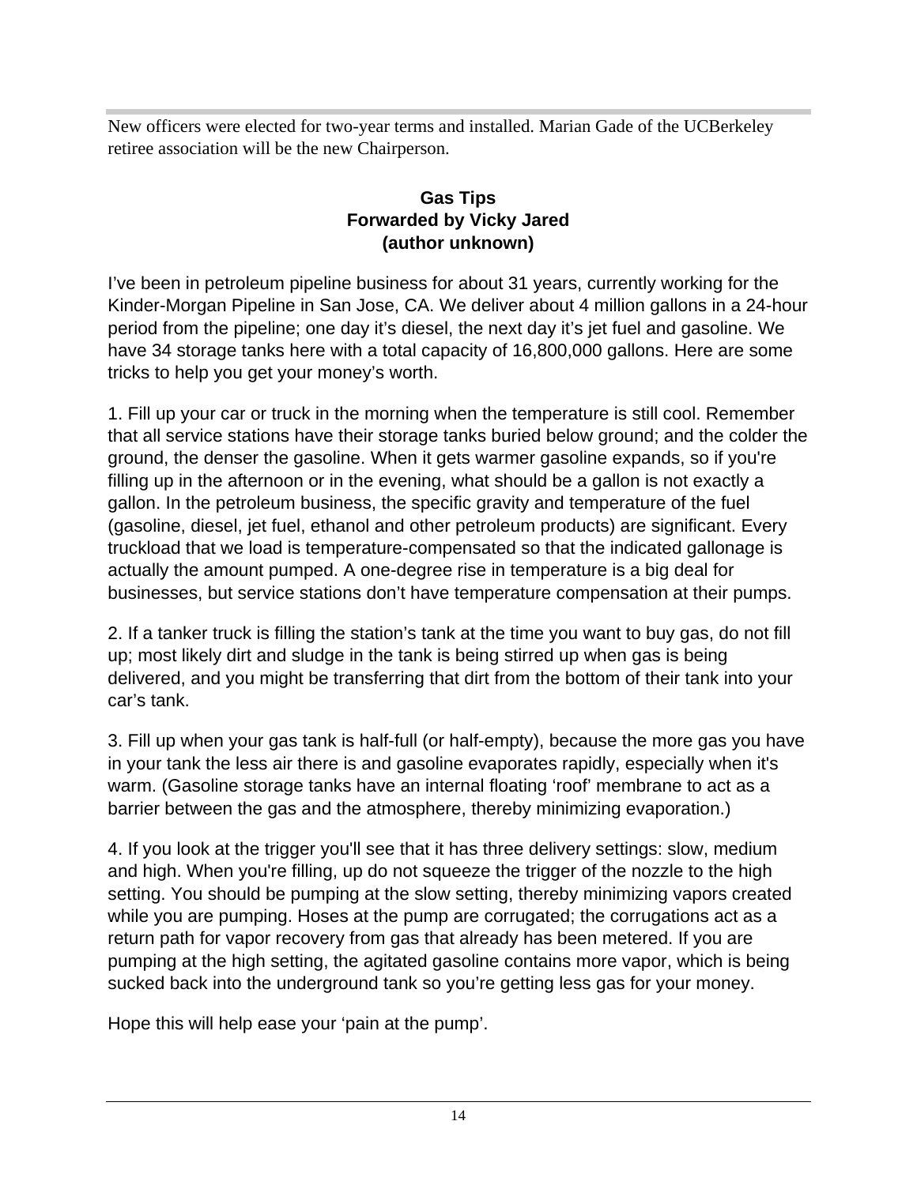New officers were elected for two-year terms and installed. Marian Gade of the UCBerkeley retiree association will be the new Chairperson.

**Gas Tips**
**Forwarded by Vicky Jared**
**(author unknown)**

I’ve been in petroleum pipeline business for about 31 years, currently working for the Kinder-Morgan Pipeline in San Jose, CA. We deliver about 4 million gallons in a 24-hour period from the pipeline; one day it’s diesel, the next day it’s jet fuel and gasoline. We have 34 storage tanks here with a total capacity of 16,800,000 gallons. Here are some tricks to help you get your money’s worth.

1. Fill up your car or truck in the morning when the temperature is still cool. Remember that all service stations have their storage tanks buried below ground; and the colder the ground, the denser the gasoline. When it gets warmer gasoline expands, so if you're filling up in the afternoon or in the evening, what should be a gallon is not exactly a gallon. In the petroleum business, the specific gravity and temperature of the fuel (gasoline, diesel, jet fuel, ethanol and other petroleum products) are significant. Every truckload that we load is temperature-compensated so that the indicated gallonage is actually the amount pumped. A one-degree rise in temperature is a big deal for businesses, but service stations don’t have temperature compensation at their pumps.

2. If a tanker truck is filling the station’s tank at the time you want to buy gas, do not fill up; most likely dirt and sludge in the tank is being stirred up when gas is being delivered, and you might be transferring that dirt from the bottom of their tank into your car’s tank.

3. Fill up when your gas tank is half-full (or half-empty), because the more gas you have in your tank the less air there is and gasoline evaporates rapidly, especially when it's warm. (Gasoline storage tanks have an internal floating ‘roof’ membrane to act as a barrier between the gas and the atmosphere, thereby minimizing evaporation.)

4. If you look at the trigger you'll see that it has three delivery settings: slow, medium and high. When you're filling, up do not squeeze the trigger of the nozzle to the high setting. You should be pumping at the slow setting, thereby minimizing vapors created while you are pumping. Hoses at the pump are corrugated; the corrugations act as a return path for vapor recovery from gas that already has been metered. If you are pumping at the high setting, the agitated gasoline contains more vapor, which is being sucked back into the underground tank so you’re getting less gas for your money.

Hope this will help ease your ‘pain at the pump’.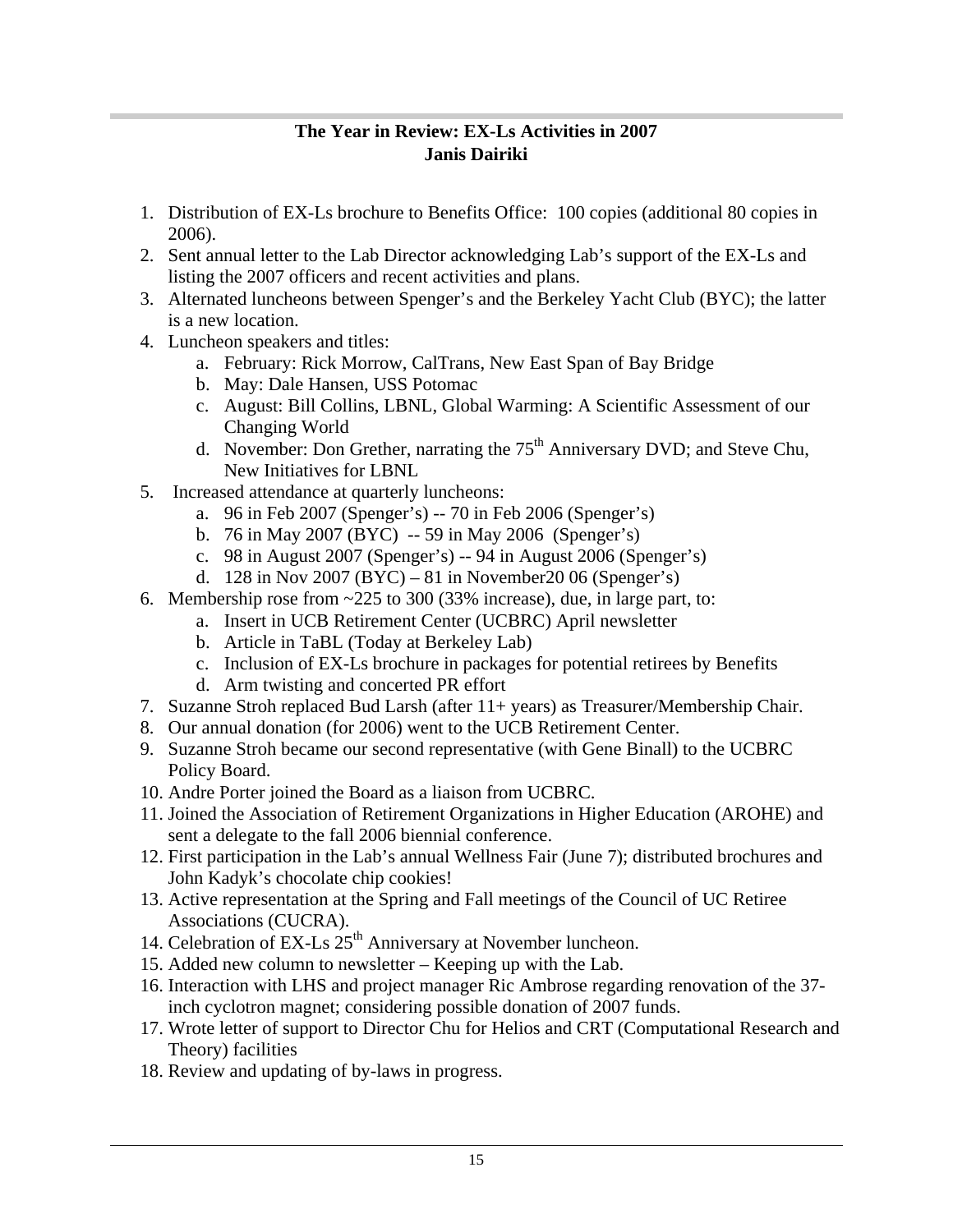## The Year in Review: EX-Ls Activities in 2007
### Janis Dairiki

1. Distribution of EX-Ls brochure to Benefits Office: 100 copies (additional 80 copies in 2006).
2. Sent annual letter to the Lab Director acknowledging Lab's support of the EX-Ls and listing the 2007 officers and recent activities and plans.
3. Alternated luncheons between Spenger's and the Berkeley Yacht Club (BYC); the latter is a new location.
4. Luncheon speakers and titles:
   a. February: Rick Morrow, CalTrans, New East Span of Bay Bridge
   b. May: Dale Hansen, USS Potomac
   c. August: Bill Collins, LBNL, Global Warming: A Scientific Assessment of our Changing World
   d. November: Don Grether, narrating the 75th Anniversary DVD; and Steve Chu, New Initiatives for LBNL
5. Increased attendance at quarterly luncheons:
   a. 96 in Feb 2007 (Spenger's) -- 70 in Feb 2006 (Spenger's)
   b. 76 in May 2007 (BYC) -- 59 in May 2006 (Spenger's)
   c. 98 in August 2007 (Spenger's) -- 94 in August 2006 (Spenger's)
   d. 128 in Nov 2007 (BYC) – 81 in November20 06 (Spenger's)
6. Membership rose from ~225 to 300 (33% increase), due, in large part, to:
   a. Insert in UCB Retirement Center (UCBRC) April newsletter
   b. Article in TaBL (Today at Berkeley Lab)
   c. Inclusion of EX-Ls brochure in packages for potential retirees by Benefits
   d. Arm twisting and concerted PR effort
7. Suzanne Stroh replaced Bud Larsh (after 11+ years) as Treasurer/Membership Chair.
8. Our annual donation (for 2006) went to the UCB Retirement Center.
9. Suzanne Stroh became our second representative (with Gene Binall) to the UCBRC Policy Board.
10. Andre Porter joined the Board as a liaison from UCBRC.
11. Joined the Association of Retirement Organizations in Higher Education (AROHE) and sent a delegate to the fall 2006 biennial conference.
12. First participation in the Lab's annual Wellness Fair (June 7); distributed brochures and John Kadyk's chocolate chip cookies!
13. Active representation at the Spring and Fall meetings of the Council of UC Retiree Associations (CUCRA).
14. Celebration of EX-Ls 25th Anniversary at November luncheon.
15. Added new column to newsletter – Keeping up with the Lab.
16. Interaction with LHS and project manager Ric Ambrose regarding renovation of the 37-inch cyclotron magnet; considering possible donation of 2007 funds.
17. Wrote letter of support to Director Chu for Helios and CRT (Computational Research and Theory) facilities
18. Review and updating of by-laws in progress.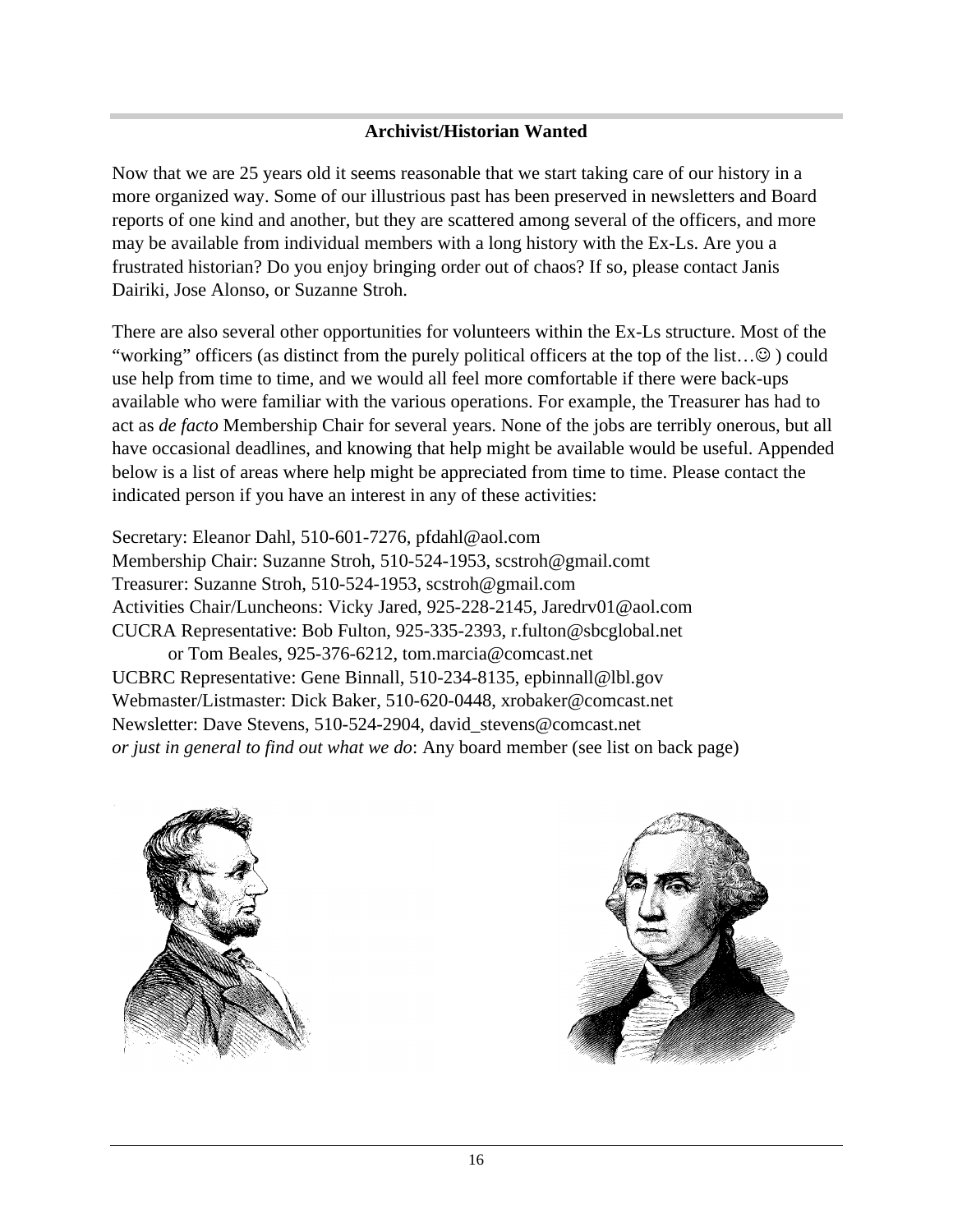**Archivist/Historian Wanted**

Now that we are 25 years old it seems reasonable that we start taking care of our history in a more organized way. Some of our illustrious past has been preserved in newsletters and Board reports of one kind and another, but they are scattered among several of the officers, and more may be available from individual members with a long history with the Ex-Ls. Are you a frustrated historian? Do you enjoy bringing order out of chaos? If so, please contact Janis Dairiki, Jose Alonso, or Suzanne Stroh.

There are also several other opportunities for volunteers within the Ex-Ls structure. Most of the "working" officers (as distinct from the purely political officers at the top of the list…☺ ) could use help from time to time, and we would all feel more comfortable if there were back-ups available who were familiar with the various operations. For example, the Treasurer has had to act as *de facto* Membership Chair for several years. None of the jobs are terribly onerous, but all have occasional deadlines, and knowing that help might be available would be useful. Appended below is a list of areas where help might be appreciated from time to time. Please contact the indicated person if you have an interest in any of these activities:

Secretary: Eleanor Dahl, 510-601-7276, pfdahl@aol.com
Membership Chair: Suzanne Stroh, 510-524-1953, scstroh@gmail.comt
Treasurer: Suzanne Stroh, 510-524-1953, scstroh@gmail.com
Activities Chair/Luncheons: Vicky Jared, 925-228-2145, Jaredrv01@aol.com
CUCRA Representative: Bob Fulton, 925-335-2393, r.fulton@sbcglobal.net
or Tom Beales, 925-376-6212, tom.marcia@comcast.net
UCBRC Representative: Gene Binnall, 510-234-8135, epbinnall@lbl.gov
Webmaster/Listmaster: Dick Baker, 510-620-0448, xrobaker@comcast.net
Newsletter: Dave Stevens, 510-524-2904, david_stevens@comcast.net
*or just in general to find out what we do*: Any board member (see list on back page)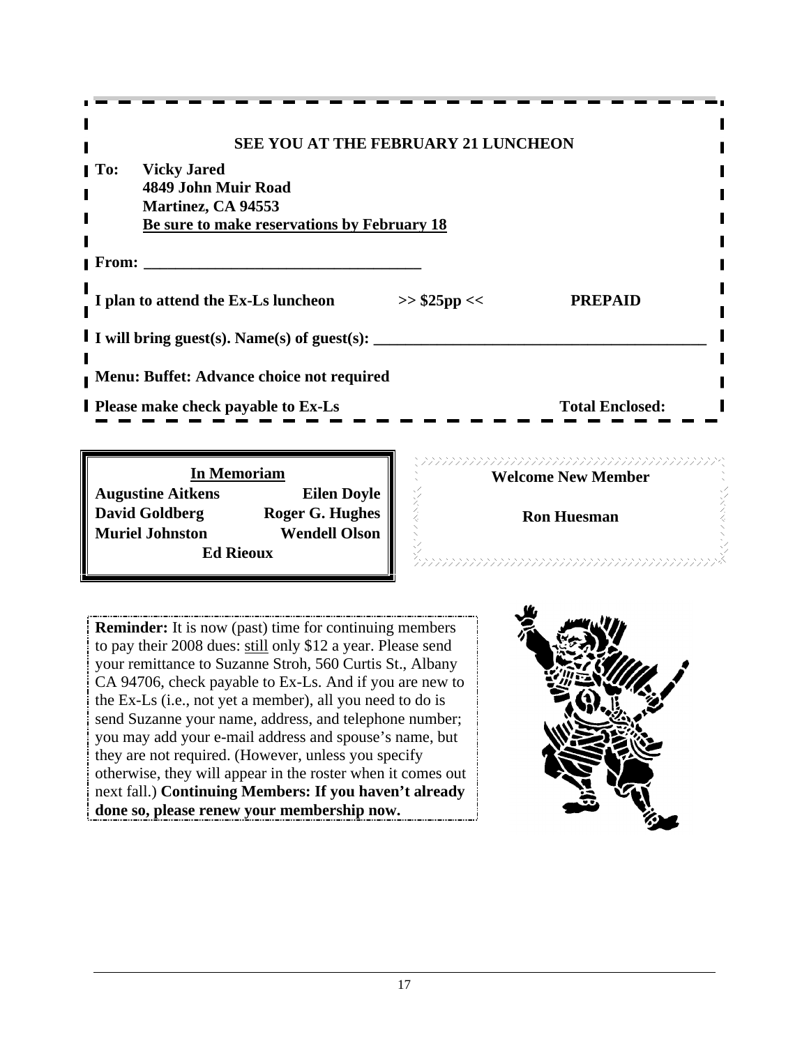**SEE YOU AT THE FEBRUARY 21 LUNCHEON**

**To:** **Vicky Jared**
**4849 John Muir Road**
**Martinez, CA 94553**
**Be sure to make reservations by February 18**

**From:** ___________________________________

**I plan to attend the Ex-Ls luncheon** **>> $25pp <<** **PREPAID**

**I will bring guest(s). Name(s) of guest(s):** ___________________________________________

**Menu: Buffet: Advance choice not required**

**Please make check payable to Ex-Ls** **Total Enclosed:**

**In Memoriam**

**Augustine Aitkens**
**Eilen Doyle**
**David Goldberg**
**Roger G. Hughes**
**Muriel Johnston**
**Wendell Olson**
**Ed Rieoux**

**Welcome New Member**

**Ron Huesman**

**Reminder:** It is now (past) time for continuing members to pay their 2008 dues: still only $12 a year. Please send your remittance to Suzanne Stroh, 560 Curtis St., Albany CA 94706, check payable to Ex-Ls. And if you are new to the Ex-Ls (i.e., not yet a member), all you need to do is send Suzanne your name, address, and telephone number; you may add your e-mail address and spouse's name, but they are not required. (However, unless you specify otherwise, they will appear in the roster when it comes out next fall.) **Continuing Members: If you haven't already done so, please renew your membership now.**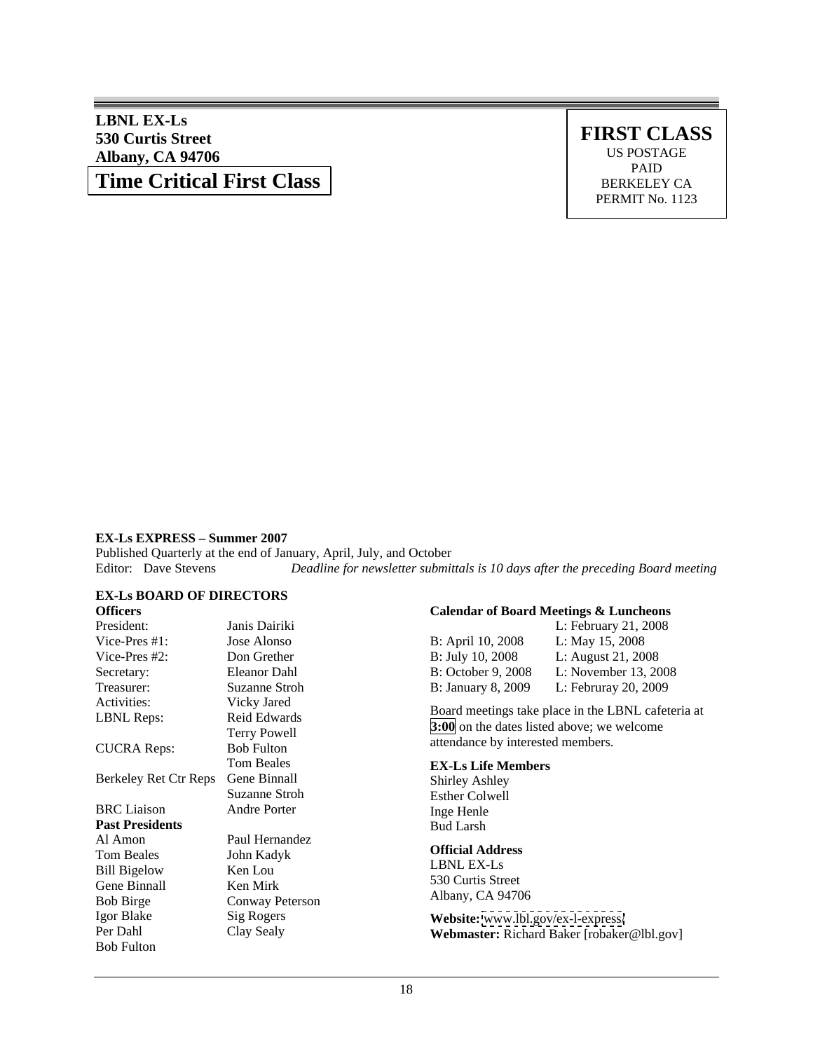**LBNL EX-Ls**
**530 Curtis Street**
**Albany, CA 94706**

**Time Critical First Class**

**FIRST CLASS**
US POSTAGE
PAID
BERKELEY CA
PERMIT No. 1123

**EX-Ls EXPRESS – Summer 2007**
Published Quarterly at the end of January, April, July, and October
Editor: Dave Stevens *Deadline for newsletter submittals is 10 days after the preceding Board meeting*

**EX-Ls BOARD OF DIRECTORS**

**Officers**

| | |
|---|---|
| President: | Janis Dairiki |
| Vice-Pres #1: | Jose Alonso |
| Vice-Pres #2: | Don Grether |
| Secretary: | Eleanor Dahl |
| Treasurer: | Suzanne Stroh |
| Activities: | Vicky Jared |
| LBNL Reps: | Reid Edwards |
| | Terry Powell |
| CUCRA Reps: | Bob Fulton |
| | Tom Beales |
| Berkeley Ret Ctr Reps | Gene Binnall |
| | Suzanne Stroh |
| BRC Liaison | Andre Porter |

**Past Presidents**

| | |
|---|---|
| Al Amon | Paul Hernandez |
| Tom Beales | John Kadyk |
| Bill Bigelow | Ken Lou |
| Gene Binnall | Ken Mirk |
| Bob Birge | Conway Peterson |
| Igor Blake | Sig Rogers |
| Per Dahl | Clay Sealy |
| Bob Fulton | |

**Calendar of Board Meetings & Luncheons**

| | |
|---|---|
| | L: February 21, 2008 |
| B: April 10, 2008 | L: May 15, 2008 |
| B: July 10, 2008 | L: August 21, 2008 |
| B: October 9, 2008 | L: November 13, 2008 |
| B: January 8, 2009 | L: Februray 20, 2009 |

Board meetings take place in the LBNL cafeteria at **3:00** on the dates listed above; we welcome attendance by interested members.

**EX-Ls Life Members**
Shirley Ashley
Esther Colwell
Inge Henle
Bud Larsh

**Official Address**
LBNL EX-Ls
530 Curtis Street
Albany, CA 94706

**Website:** www.lbl.gov/ex-l-express/
**Webmaster:** Richard Baker [robaker@lbl.gov]